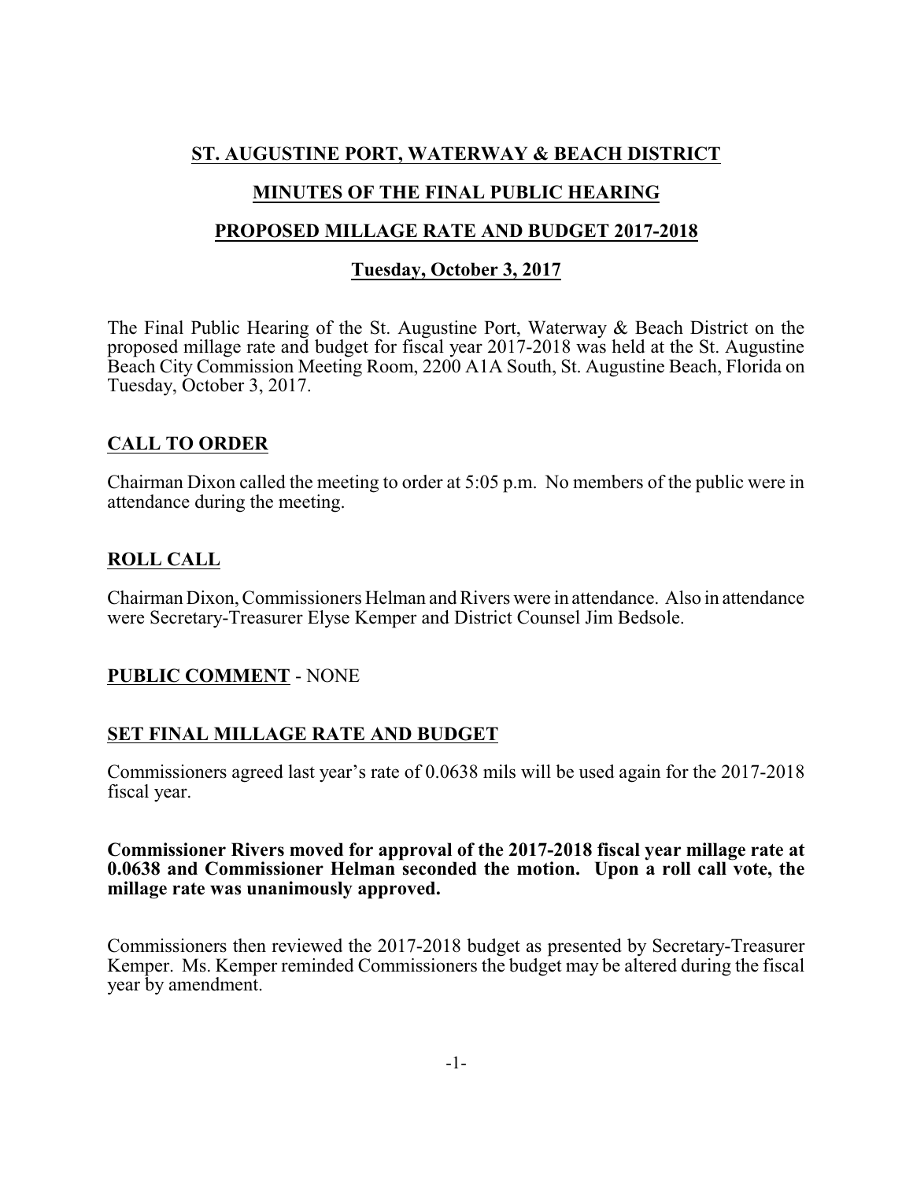# ST. AUGUSTINE PORT, WATERWAY & BEACH DISTRICT

## MINUTES OF THE FINAL PUBLIC HEARING

## PROPOSED MILLAGE RATE AND BUDGET 2017-2018

### Tuesday, October 3, 2017

The Final Public Hearing of the St. Augustine Port, Waterway & Beach District on the proposed millage rate and budget for fiscal year 2017-2018 was held at the St. Augustine Beach City Commission Meeting Room, 2200 A1A South, St. Augustine Beach, Florida on Tuesday, October 3, 2017.

## CALL TO ORDER

Chairman Dixon called the meeting to order at 5:05 p.m. No members of the public were in attendance during the meeting.

## ROLL CALL

Chairman Dixon, Commissioners Helman and Rivers were in attendance. Also in attendance were Secretary-Treasurer Elyse Kemper and District Counsel Jim Bedsole.

## PUBLIC COMMENT - NONE

## SET FINAL MILLAGE RATE AND BUDGET

Commissioners agreed last year's rate of 0.0638 mils will be used again for the 2017-2018 fiscal year.

**Commissioner Rivers moved for approval of the 2017-2018 fiscal year millage rate at 0.0638 and Commissioner Helman seconded the motion. Upon a roll call vote, the millage rate was unanimously approved.**

Commissioners then reviewed the 2017-2018 budget as presented by Secretary-Treasurer Kemper. Ms. Kemper reminded Commissioners the budget may be altered during the fiscal year by amendment.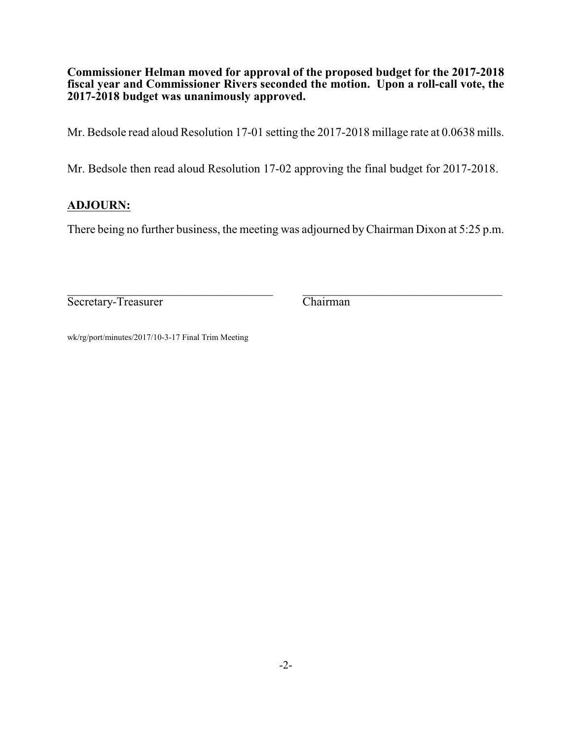**Commissioner Helman moved for approval of the proposed budget for the 2017-2018 fiscal year and Commissioner Rivers seconded the motion. Upon a roll-call vote, the 2017-2018 budget was unanimously approved.**

Mr. Bedsole read aloud Resolution 17-01 setting the 2017-2018 millage rate at 0.0638 mills.

Mr. Bedsole then read aloud Resolution 17-02 approving the final budget for 2017-2018.

## ADJOURN:

There being no further business, the meeting was adjourned by Chairman Dixon at 5:25 p.m.

\_\_\_\_\_\_\_\_\_\_\_\_\_\_\_\_\_\_\_\_\_\_\_\_\_\_\_\_\_\_\_\_\_\_\_\_ \_\_\_\_\_\_\_\_\_\_\_\_\_\_\_\_\_\_\_\_\_\_\_\_\_\_\_\_\_\_\_\_\_\_\_\_

Secretary-Treasurer Chairman

wk/rg/port/minutes/2017/10-3-17 Final Trim Meeting